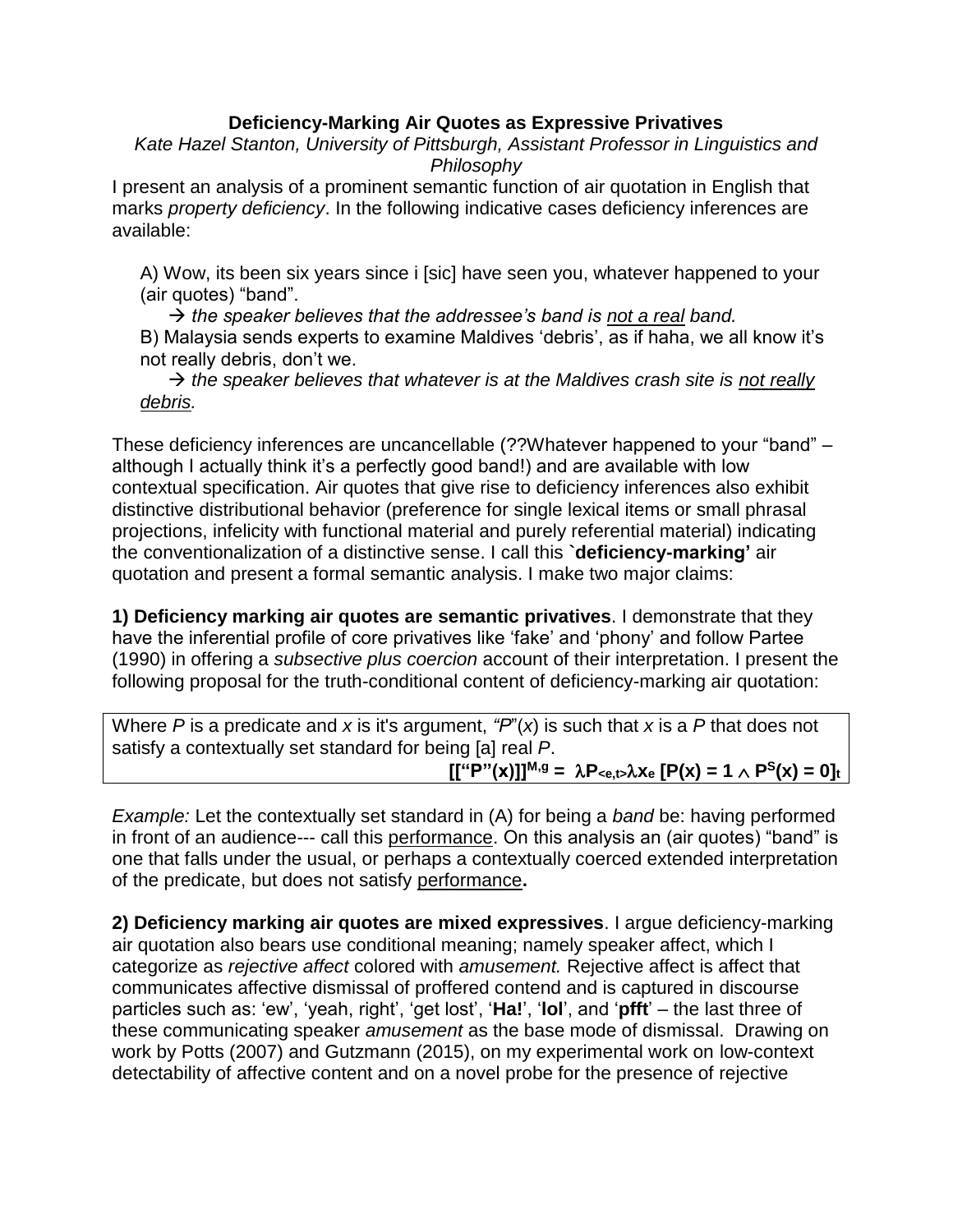# Deficiency-Marking Air Quotes as Expressive Privatives

*Kate Hazel Stanton, University of Pittsburgh, Assistant Professor in Linguistics and Philosophy*

I present an analysis of a prominent semantic function of air quotation in English that marks *property deficiency*. In the following indicative cases deficiency inferences are available:

A) Wow, its been six years since i [sic] have seen you, whatever happened to your (air quotes) "band".

→ *the speaker believes that the addressee's band is* <u>*not a real*</u> *band.*

B) Malaysia sends experts to examine Maldives 'debris', as if haha, we all know it's not really debris, don't we.

→ *the speaker believes that whatever is at the Maldives crash site is* <u>*not really debris.*</u>

These deficiency inferences are uncancellable (??Whatever happened to your "band" – although I actually think it's a perfectly good band!) and are available with low contextual specification. Air quotes that give rise to deficiency inferences also exhibit distinctive distributional behavior (preference for single lexical items or small phrasal projections, infelicity with functional material and purely referential material) indicating the conventionalization of a distinctive sense. I call this **`deficiency-marking'** air quotation and present a formal semantic analysis. I make two major claims:

**1) Deficiency marking air quotes are semantic privatives**. I demonstrate that they have the inferential profile of core privatives like 'fake' and 'phony' and follow Partee (1990) in offering a *subsective plus coercion* account of their interpretation. I present the following proposal for the truth-conditional content of deficiency-marking air quotation:

> Where *P* is a predicate and *x* is it's argument, *"P"*(*x*) is such that *x* is a *P* that does not satisfy a contextually set standard for being [a] real *P*.
>
> $$[[\text{"P"}(x)]]^{M,g} = \lambda P_{<e,t>} \lambda x_e \, [P(x) = 1 \wedge P^S(x) = 0]_t$$

*Example:* Let the contextually set standard in (A) for being a *band* be: having performed in front of an audience--- call this <u>performance</u>. On this analysis an (air quotes) "band" is one that falls under the usual, or perhaps a contextually coerced extended interpretation of the predicate, but does not satisfy <u>performance</u>**.**

**2) Deficiency marking air quotes are mixed expressives**. I argue deficiency-marking air quotation also bears use conditional meaning; namely speaker affect, which I categorize as *rejective affect* colored with *amusement.* Rejective affect is affect that communicates affective dismissal of proffered contend and is captured in discourse particles such as: 'ew', 'yeah, right', 'get lost', '**Ha!**', '**lol**', and '**pfft**' – the last three of these communicating speaker *amusement* as the base mode of dismissal. Drawing on work by Potts (2007) and Gutzmann (2015), on my experimental work on low-context detectability of affective content and on a novel probe for the presence of rejective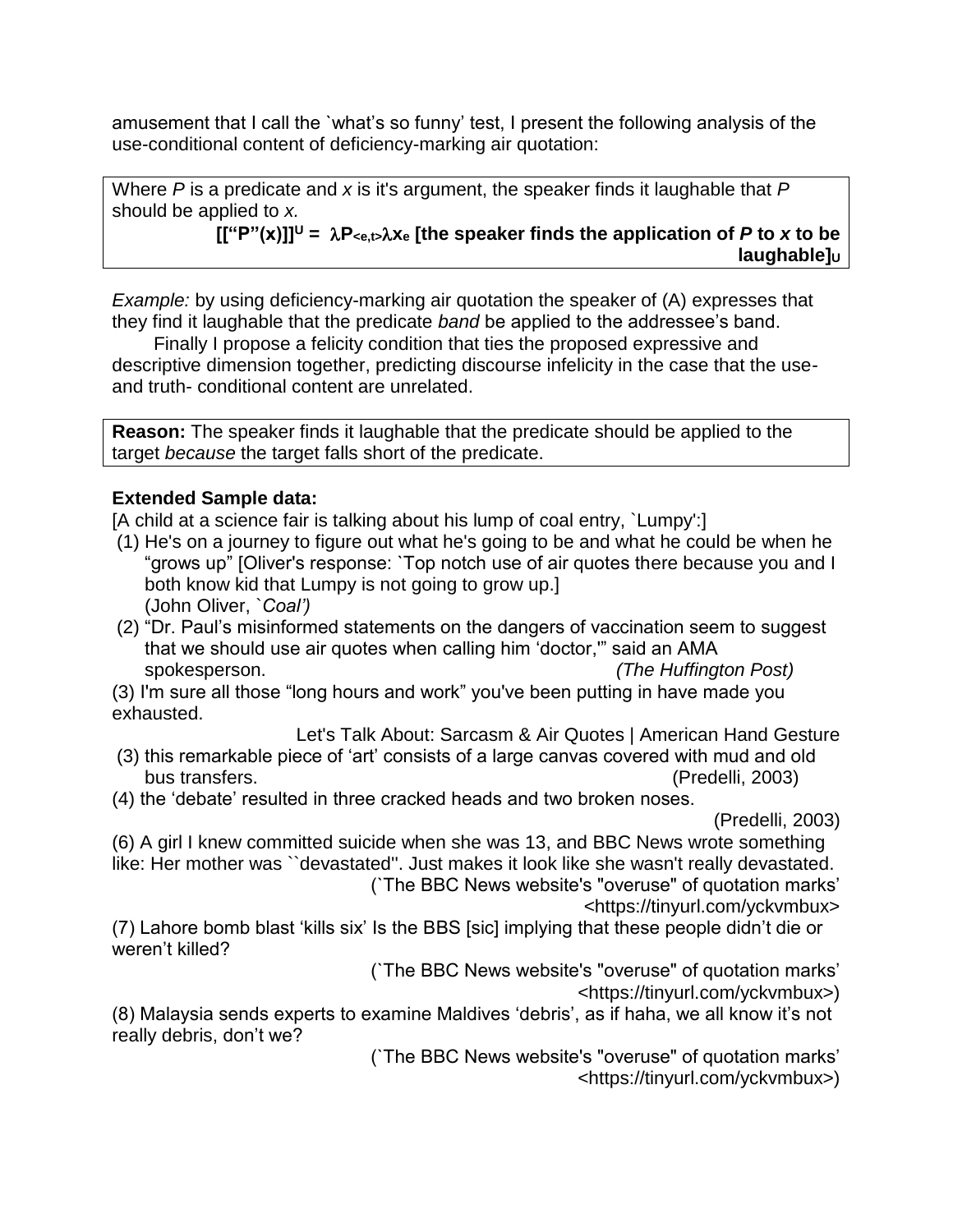amusement that I call the `what's so funny' test, I present the following analysis of the use-conditional content of deficiency-marking air quotation:

> Where *P* is a predicate and *x* is it's argument, the speaker finds it laughable that *P* should be applied to *x.*
>
> **$[[\text{“}P\text{”}(x)]]^U = \lambda P_{<e,t>} \lambda x_e$ [the speaker finds the application of *P* to *x* to be laughable]$_U$**

*Example:* by using deficiency-marking air quotation the speaker of (A) expresses that they find it laughable that the predicate *band* be applied to the addressee's band.

Finally I propose a felicity condition that ties the proposed expressive and descriptive dimension together, predicting discourse infelicity in the case that the use- and truth- conditional content are unrelated.

> **Reason:** The speaker finds it laughable that the predicate should be applied to the target *because* the target falls short of the predicate.

**Extended Sample data:**

[A child at a science fair is talking about his lump of coal entry, `Lumpy':]

(1) He's on a journey to figure out what he's going to be and what he could be when he “grows up” [Oliver's response: `Top notch use of air quotes there because you and I both know kid that Lumpy is not going to grow up.]
(John Oliver, `*Coal')*

(2) “Dr. Paul's misinformed statements on the dangers of vaccination seem to suggest that we should use air quotes when calling him ‘doctor,'” said an AMA spokesperson. *(The Huffington Post)*

(3) I'm sure all those “long hours and work” you've been putting in have made you exhausted.

Let's Talk About: Sarcasm & Air Quotes | American Hand Gesture

(3) this remarkable piece of ‘art’ consists of a large canvas covered with mud and old bus transfers. (Predelli, 2003)

(4) the ‘debate’ resulted in three cracked heads and two broken noses.

(Predelli, 2003)

(6) A girl I knew committed suicide when she was 13, and BBC News wrote something like: Her mother was ``devastated''. Just makes it look like she wasn't really devastated.

(`The BBC News website's "overuse" of quotation marks' <https://tinyurl.com/yckvmbux>

(7) Lahore bomb blast ‘kills six’ Is the BBS [sic] implying that these people didn't die or weren't killed?

(`The BBC News website's "overuse" of quotation marks' <https://tinyurl.com/yckvmbux>)

(8) Malaysia sends experts to examine Maldives ‘debris’, as if haha, we all know it's not really debris, don't we?

(`The BBC News website's "overuse" of quotation marks' <https://tinyurl.com/yckvmbux>)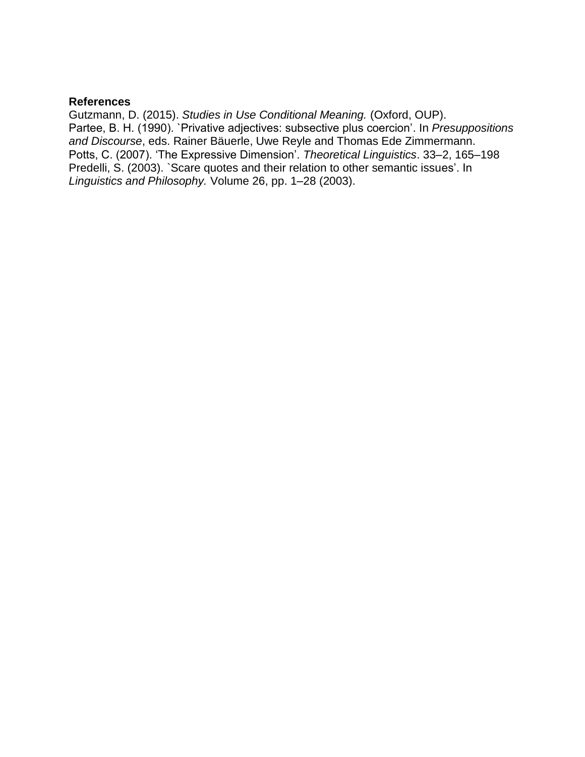**References**

Gutzmann, D. (2015). *Studies in Use Conditional Meaning.* (Oxford, OUP).

Partee, B. H. (1990). `Privative adjectives: subsective plus coercion'. In *Presuppositions and Discourse*, eds. Rainer Bäuerle, Uwe Reyle and Thomas Ede Zimmermann.

Potts, C. (2007). 'The Expressive Dimension'. *Theoretical Linguistics*. 33–2, 165–198

Predelli, S. (2003). `Scare quotes and their relation to other semantic issues'. In *Linguistics and Philosophy.* Volume 26, pp. 1–28 (2003).